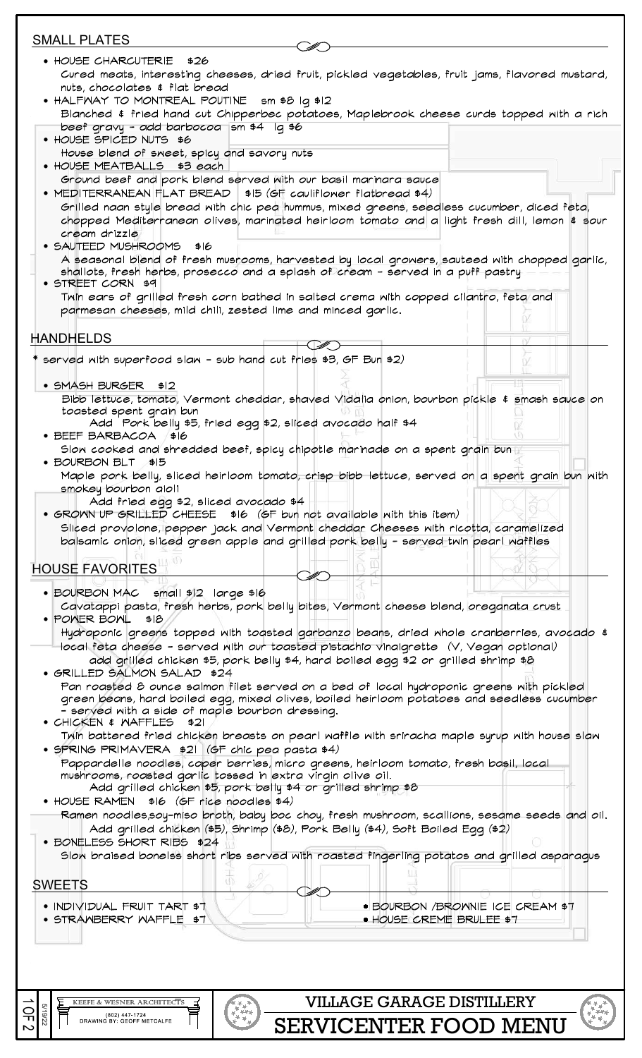## SMALL PLATES

- HOUSE CHARCUTERIE $26
  Cured meats, interesting cheeses, dried fruit, pickled vegetables, fruit jams, flavored mustard, nuts, chocolates & flat bread
- HALFWAY TO MONTREAL POUTINE sm $8 lg $12
  Blanched & fried hand cut Chipperbec potatoes, Maplebrook cheese curds topped with a rich beef gravy - add barbocoa sm $4 lg $6
- HOUSE SPICED NUTS $6
  House blend of sweet, spicy and savory nuts
- HOUSE MEATBALLS $3 each
  Ground beef and pork blend served with our basil marinara sauce
- MEDITERRANEAN FLAT BREAD $15 (GF cauliflower flatbread $4)
  Grilled naan style bread with chic pea hummus, mixed greens, seedless cucumber, diced feta, chopped Mediterranean olives, marinated heirloom tomato and a light fresh dill, lemon & sour cream drizzle
- SAUTEED MUSHROOMS $16
  A seasonal blend of fresh musrooms, harvested by local growers, sauteed with chopped garlic, shallots, fresh herbs, prosecco and a splash of cream - served in a puff pastry
- STREET CORN $9
  Twin ears of grilled fresh corn bathed in salted crema with copped cilantro, feta and parmesan cheeses, mild chili, zested lime and minced garlic.

## HANDHELDS

\* served with superfood slaw - sub hand cut fries $3, GF Bun $2)

- SMASH BURGER $12
  Bibb lettuce, tomato, Vermont cheddar, shaved Vidalia onion, bourbon pickle & smash sauce on toasted spent grain bun
  Add Pork belly $5, fried egg $2, sliced avocado half $4
- BEEF BARBACOA $16
  Slow cooked and shredded beef, spicy chipotle marinade on a spent grain bun
- BOURBON BLT $15
  Maple pork belly, sliced heirloom tomato, crisp bibb lettuce, served on a spent grain bun with smokey bourbon aioli
  Add fried egg $2, sliced avocado $4
- GROWN UP GRILLED CHEESE $16 (GF bun not available with this item)
  Sliced provolone, pepper jack and Vermont cheddar Cheeses with ricotta, caramelized balsamic onion, sliced green apple and grilled pork belly - served twin pearl waffles

## HOUSE FAVORITES

- BOURBON MAC small $12 large $16
  Cavatappi pasta, fresh herbs, pork belly bites, Vermont cheese blend, oreganata crust
- POWER BOWL $18
  Hydroponic greens topped with toasted garbanzo beans, dried whole cranberries, avocado & local feta cheese - served with our toasted pistachio vinaigrette (V, Vegan optional)
  add grilled chicken $5, pork belly $4, hard boiled egg $2 or grilled shrimp $8
- GRILLED SALMON SALAD $24
  Pan roasted 8 ounce salmon filet served on a bed of local hydroponic greens with pickled green beans, hard boiled egg, mixed olives, boiled heirloom potatoes and seedless cucumber - served with a side of maple bourbon dressing.
- CHICKEN & WAFFLES $21
  Twin battered fried chicken breasts on pearl waffle with sriracha maple syrup with house slaw
- SPRING PRIMAVERA $21 (GF chic pea pasta $4)
  Pappardelle noodles, caper berries, micro greens, heirloom tomato, fresh basil, local mushrooms, roasted garlic tossed in extra virgin olive oil.
  Add grilled chicken $5, pork belly $4 or grilled shrimp $8
- HOUSE RAMEN $16 (GF rice noodles $4)
  Ramen noodles,soy-miso broth, baby boc choy, fresh mushroom, scallions, sesame seeds and oil.
  Add grilled chicken ($5), Shrimp ($8), Pork Belly ($4), Soft Boiled Egg ($2)
- BONELESS SHORT RIBS $24
  Slow braised bonelss short ribs served with roasted fingerling potatos and grilled asparagus

## SWEETS

- INDIVIDUAL FRUIT TART $7
- STRAWBERRY WAFFLE $7
- BOURBON /BROWNIE ICE CREAM $7
- HOUSE CREME BRULEE $7

KEEFE & WESNER ARCHITECTS
(802) 447-1724
DRAWING BY: GEOFF METCALFE

5/19/22

# VILLAGE GARAGE DISTILLERY
# SERVICENTER FOOD MENU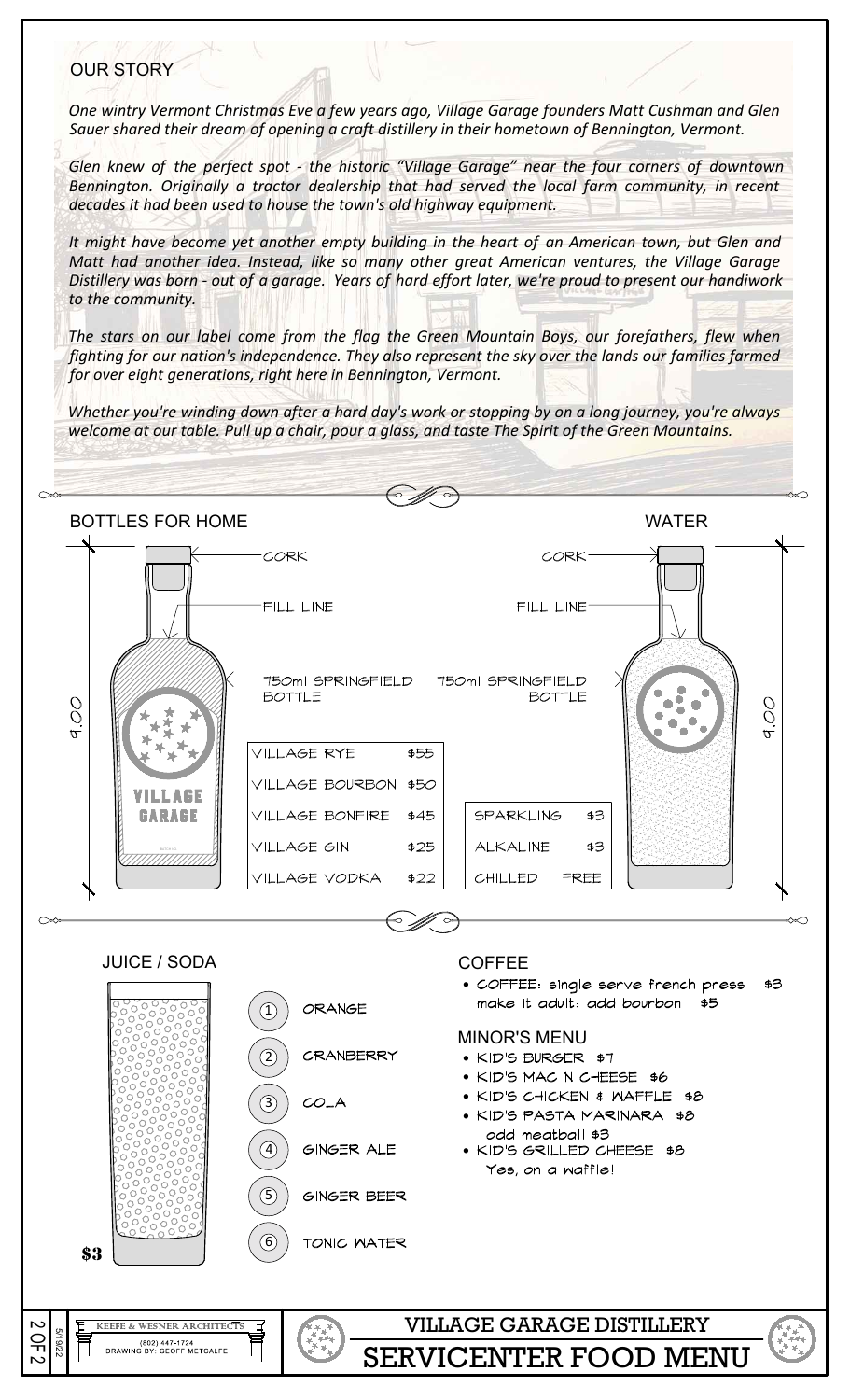## OUR STORY

*One wintry Vermont Christmas Eve a few years ago, Village Garage founders Matt Cushman and Glen Sauer shared their dream of opening a craft distillery in their hometown of Bennington, Vermont.*

*Glen knew of the perfect spot - the historic "Village Garage" near the four corners of downtown Bennington. Originally a tractor dealership that had served the local farm community, in recent decades it had been used to house the town's old highway equipment.*

*It might have become yet another empty building in the heart of an American town, but Glen and Matt had another idea. Instead, like so many other great American ventures, the Village Garage Distillery was born - out of a garage. Years of hard effort later, we're proud to present our handiwork to the community.*

*The stars on our label come from the flag the Green Mountain Boys, our forefathers, flew when fighting for our nation's independence. They also represent the sky over the lands our families farmed for over eight generations, right here in Bennington, Vermont.*

*Whether you're winding down after a hard day's work or stopping by on a long journey, you're always welcome at our table. Pull up a chair, pour a glass, and taste The Spirit of the Green Mountains.*

## BOTTLES FOR HOME

CORK
FILL LINE
750ml SPRINGFIELD BOTTLE
9.00
VILLAGE GARAGE

| | |
|---|---|
| VILLAGE RYE | $55 |
| VILLAGE BOURBON | $50 |
| VILLAGE BONFIRE | $45 |
| VILLAGE GIN | $25 |
| VILLAGE VODKA | $22 |

## WATER

CORK
FILL LINE
750ml SPRINGFIELD BOTTLE
9.00

| | |
|---|---|
| SPARKLING | $3 |
| ALKALINE | $3 |
| CHILLED | FREE |

## JUICE / SODA

$3

1. ORANGE
2. CRANBERRY
3. COLA
4. GINGER ALE
5. GINGER BEER
6. TONIC WATER

## COFFEE

- COFFEE: single serve french press $3
  make it adult: add bourbon $5

## MINOR'S MENU

- KID'S BURGER $7
- KID'S MAC N CHEESE $6
- KID'S CHICKEN & WAFFLE $8
- KID'S PASTA MARINARA $8
  add meatball $3
- KID'S GRILLED CHEESE $8
  Yes, on a waffle!

KEEFE & WESNER ARCHITECTS
(802) 447-1724
DRAWING BY: GEOFF METCALFE
5/19/22

VILLAGE GARAGE DISTILLERY
SERVICENTER FOOD MENU